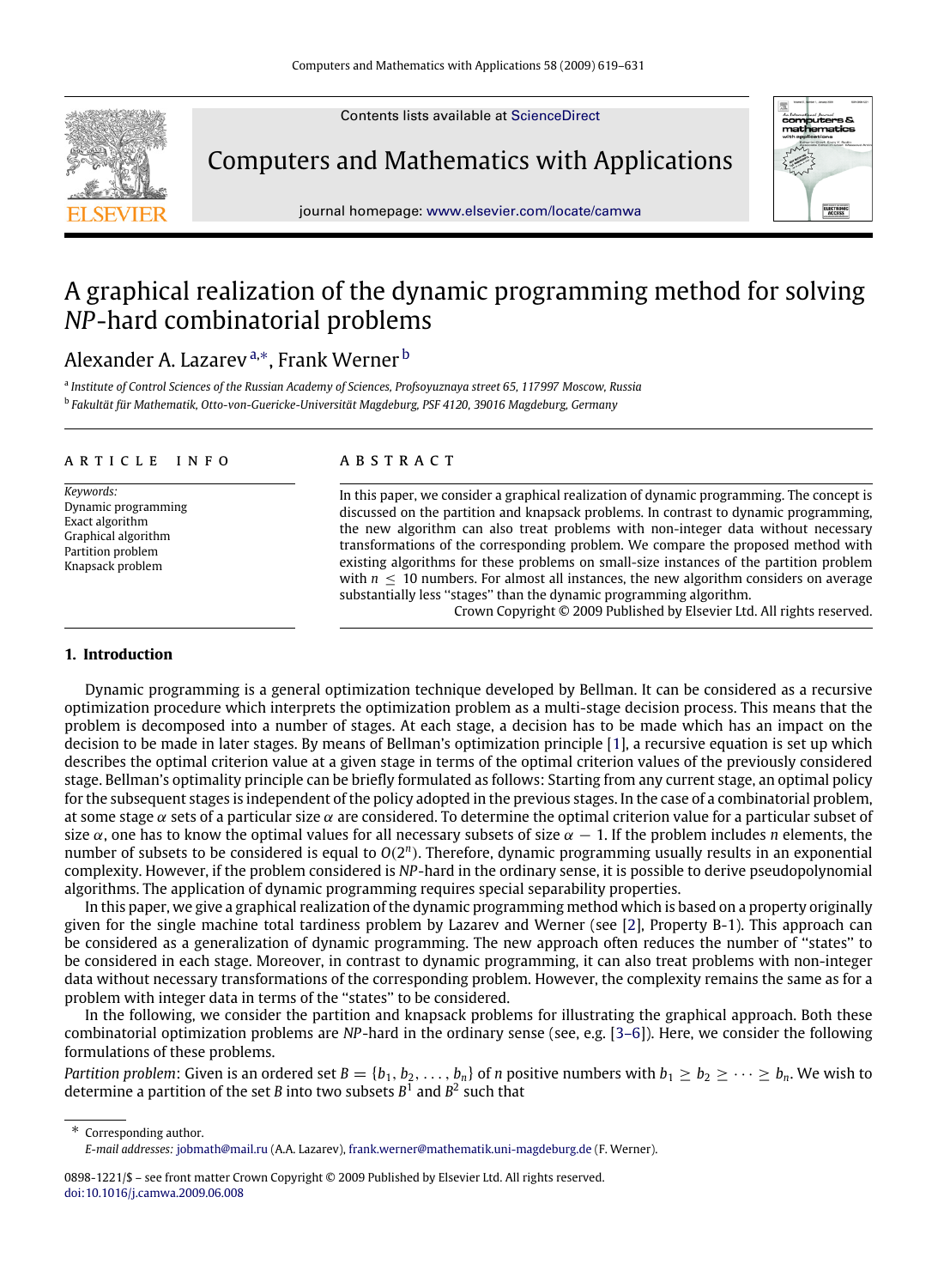# A graphical realization of the dynamic programming method for solving *NP*-hard combinatorial problems

Alexander A. Lazarev [a,*], Frank Werner [b]

[a] *Institute of Control Sciences of the Russian Academy of Sciences, Profsoyuznaya street 65, 117997 Moscow, Russia*

[b] *Fakultät für Mathematik, Otto-von-Guericke-Universität Magdeburg, PSF 4120, 39016 Magdeburg, Germany*

## ARTICLE INFO

*Keywords:*
Dynamic programming
Exact algorithm
Graphical algorithm
Partition problem
Knapsack problem

## ABSTRACT

In this paper, we consider a graphical realization of dynamic programming. The concept is discussed on the partition and knapsack problems. In contrast to dynamic programming, the new algorithm can also treat problems with non-integer data without necessary transformations of the corresponding problem. We compare the proposed method with existing algorithms for these problems on small-size instances of the partition problem with $n \leq 10$ numbers. For almost all instances, the new algorithm considers on average substantially less "stages" than the dynamic programming algorithm.

Crown Copyright © 2009 Published by Elsevier Ltd. All rights reserved.

## 1. Introduction

Dynamic programming is a general optimization technique developed by Bellman. It can be considered as a recursive optimization procedure which interprets the optimization problem as a multi-stage decision process. This means that the problem is decomposed into a number of stages. At each stage, a decision has to be made which has an impact on the decision to be made in later stages. By means of Bellman's optimization principle [1], a recursive equation is set up which describes the optimal criterion value at a given stage in terms of the optimal criterion values of the previously considered stage. Bellman's optimality principle can be briefly formulated as follows: Starting from any current stage, an optimal policy for the subsequent stages is independent of the policy adopted in the previous stages. In the case of a combinatorial problem, at some stage $\alpha$ sets of a particular size $\alpha$ are considered. To determine the optimal criterion value for a particular subset of size $\alpha$, one has to know the optimal values for all necessary subsets of size $\alpha - 1$. If the problem includes $n$ elements, the number of subsets to be considered is equal to $O(2^n)$. Therefore, dynamic programming usually results in an exponential complexity. However, if the problem considered is *NP*-hard in the ordinary sense, it is possible to derive pseudopolynomial algorithms. The application of dynamic programming requires special separability properties.

In this paper, we give a graphical realization of the dynamic programming method which is based on a property originally given for the single machine total tardiness problem by Lazarev and Werner (see [2], Property B-1). This approach can be considered as a generalization of dynamic programming. The new approach often reduces the number of "states" to be considered in each stage. Moreover, in contrast to dynamic programming, it can also treat problems with non-integer data without necessary transformations of the corresponding problem. However, the complexity remains the same as for a problem with integer data in terms of the "states" to be considered.

In the following, we consider the partition and knapsack problems for illustrating the graphical approach. Both these combinatorial optimization problems are *NP*-hard in the ordinary sense (see, e.g. [3–6]). Here, we consider the following formulations of these problems.

*Partition problem*: Given is an ordered set $B = \{b_1, b_2, \ldots, b_n\}$ of $n$ positive numbers with $b_1 \geq b_2 \geq \cdots \geq b_n$. We wish to determine a partition of the set $B$ into two subsets $B^1$ and $B^2$ such that

---

\* Corresponding author.
*E-mail addresses:* jobmath@mail.ru (A.A. Lazarev), frank.werner@mathematik.uni-magdeburg.de (F. Werner).

0898-1221/$ – see front matter Crown Copyright © 2009 Published by Elsevier Ltd. All rights reserved.
doi:10.1016/j.camwa.2009.06.008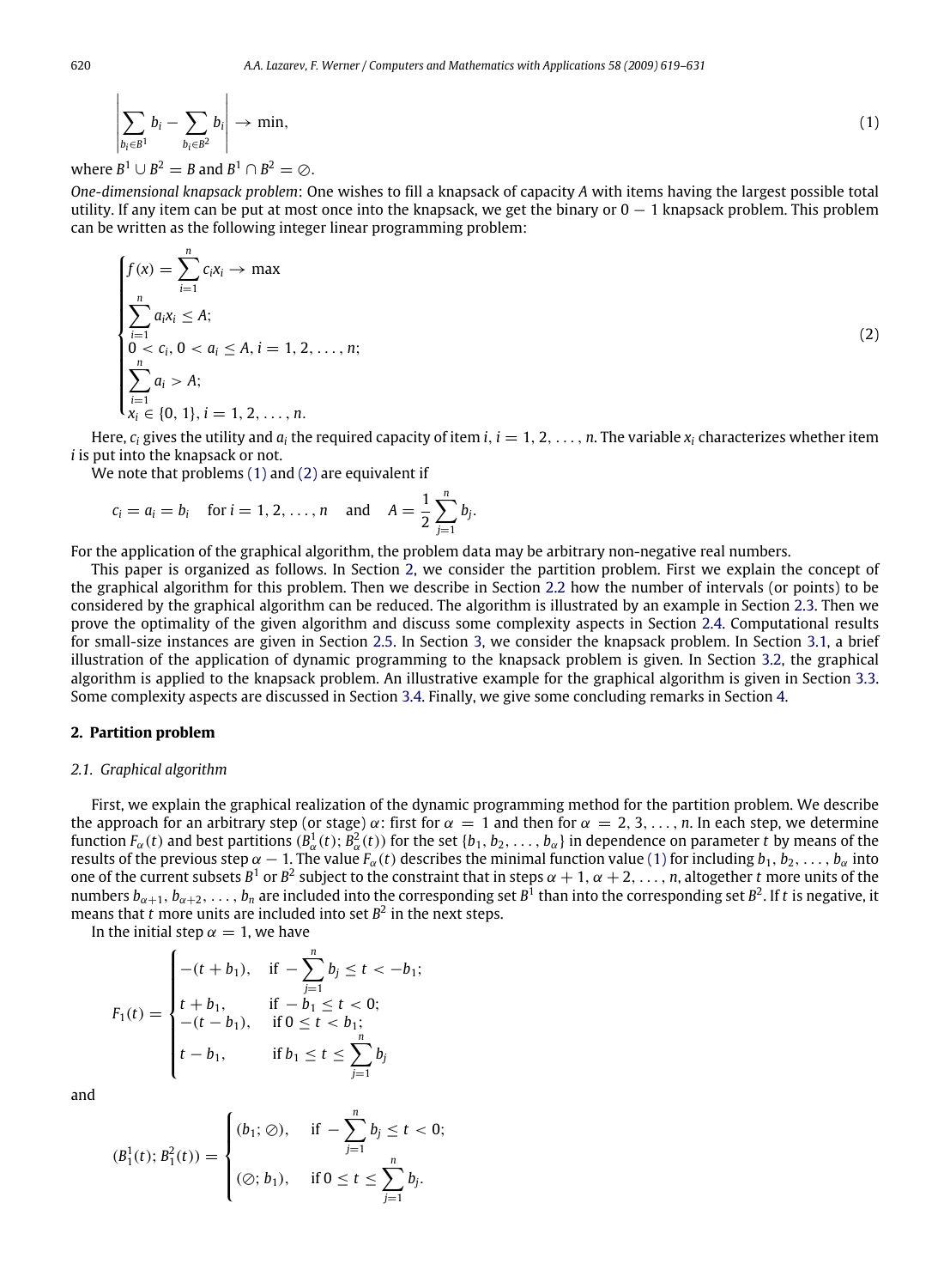$$\left| \sum_{b_i \in B^1} b_i - \sum_{b_i \in B^2} b_i \right| \to \min, \tag{1}$$

where $B^1 \cup B^2 = B$ and $B^1 \cap B^2 = \oslash$.

*One-dimensional knapsack problem*: One wishes to fill a knapsack of capacity $A$ with items having the largest possible total utility. If any item can be put at most once into the knapsack, we get the binary or $0 - 1$ knapsack problem. This problem can be written as the following integer linear programming problem:

$$\begin{cases} f(x) = \sum_{i=1}^{n} c_i x_i \to \max \\ \sum_{i=1}^{n} a_i x_i \le A; \\ 0 < c_i, 0 < a_i \le A, i = 1, 2, \ldots, n; \\ \sum_{i=1}^{n} a_i > A; \\ x_i \in \{0, 1\}, i = 1, 2, \ldots, n. \end{cases} \tag{2}$$

Here, $c_i$ gives the utility and $a_i$ the required capacity of item $i$, $i = 1, 2, \ldots, n$. The variable $x_i$ characterizes whether item $i$ is put into the knapsack or not.

We note that problems (1) and (2) are equivalent if

$$c_i = a_i = b_i \quad \text{for } i = 1, 2, \ldots, n \quad \text{and} \quad A = \frac{1}{2} \sum_{j=1}^{n} b_j.$$

For the application of the graphical algorithm, the problem data may be arbitrary non-negative real numbers.

This paper is organized as follows. In Section 2, we consider the partition problem. First we explain the concept of the graphical algorithm for this problem. Then we describe in Section 2.2 how the number of intervals (or points) to be considered by the graphical algorithm can be reduced. The algorithm is illustrated by an example in Section 2.3. Then we prove the optimality of the given algorithm and discuss some complexity aspects in Section 2.4. Computational results for small-size instances are given in Section 2.5. In Section 3, we consider the knapsack problem. In Section 3.1, a brief illustration of the application of dynamic programming to the knapsack problem is given. In Section 3.2, the graphical algorithm is applied to the knapsack problem. An illustrative example for the graphical algorithm is given in Section 3.3. Some complexity aspects are discussed in Section 3.4. Finally, we give some concluding remarks in Section 4.

## 2. Partition problem

### 2.1. Graphical algorithm

First, we explain the graphical realization of the dynamic programming method for the partition problem. We describe the approach for an arbitrary step (or stage) $\alpha$: first for $\alpha = 1$ and then for $\alpha = 2, 3, \ldots, n$. In each step, we determine function $F_\alpha(t)$ and best partitions $(B^1_\alpha(t); B^2_\alpha(t))$ for the set $\{b_1, b_2, \ldots, b_\alpha\}$ in dependence on parameter $t$ by means of the results of the previous step $\alpha - 1$. The value $F_\alpha(t)$ describes the minimal function value (1) for including $b_1, b_2, \ldots, b_\alpha$ into one of the current subsets $B^1$ or $B^2$ subject to the constraint that in steps $\alpha + 1, \alpha + 2, \ldots, n$, altogether $t$ more units of the numbers $b_{\alpha+1}, b_{\alpha+2}, \ldots, b_n$ are included into the corresponding set $B^1$ than into the corresponding set $B^2$. If $t$ is negative, it means that $t$ more units are included into set $B^2$ in the next steps.

In the initial step $\alpha = 1$, we have

$$F_1(t) = \begin{cases} -(t + b_1), & \text{if } -\sum_{j=1}^{n} b_j \le t < -b_1; \\ t + b_1, & \text{if } -b_1 \le t < 0; \\ -(t - b_1), & \text{if } 0 \le t < b_1; \\ t - b_1, & \text{if } b_1 \le t \le \sum_{j=1}^{n} b_j \end{cases}$$

and

$$(B^1_1(t); B^2_1(t)) = \begin{cases} (b_1; \oslash), & \text{if } -\sum_{j=1}^{n} b_j \le t < 0; \\ (\oslash; b_1), & \text{if } 0 \le t \le \sum_{j=1}^{n} b_j. \end{cases}$$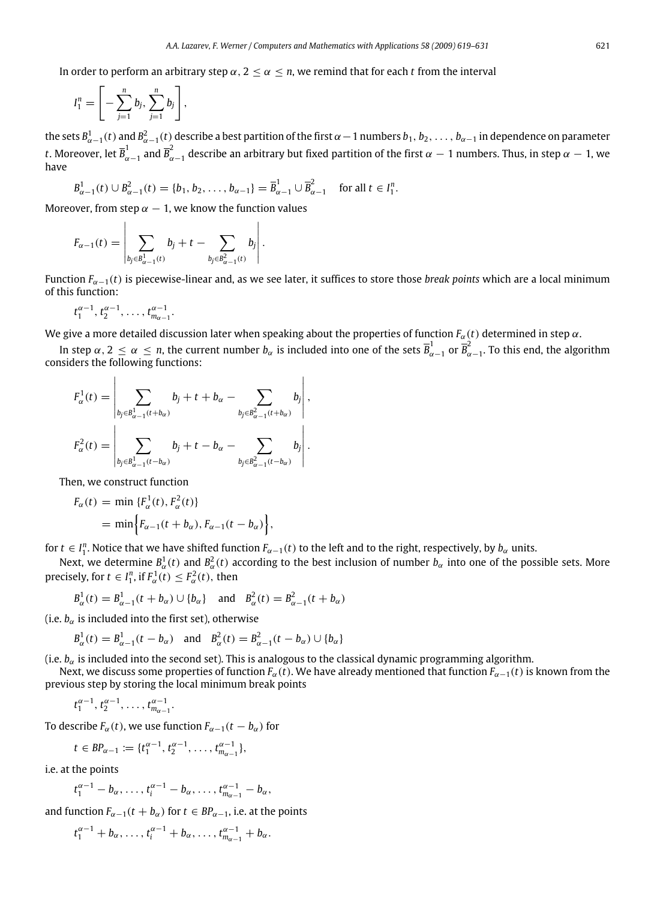In order to perform an arbitrary step $\alpha$, $2 \le \alpha \le n$, we remind that for each $t$ from the interval

$$I_1^n = \left[ -\sum_{j=1}^{n} b_j, \sum_{j=1}^{n} b_j \right],$$

the sets $B_{\alpha-1}^1(t)$ and $B_{\alpha-1}^2(t)$ describe a best partition of the first $\alpha - 1$ numbers $b_1, b_2, \ldots, b_{\alpha-1}$ in dependence on parameter $t$. Moreover, let $\overline{B}_{\alpha-1}^1$ and $\overline{B}_{\alpha-1}^2$ describe an arbitrary but fixed partition of the first $\alpha - 1$ numbers. Thus, in step $\alpha - 1$, we have

$$B_{\alpha-1}^1(t) \cup B_{\alpha-1}^2(t) = \{b_1, b_2, \ldots, b_{\alpha-1}\} = \overline{B}_{\alpha-1}^1 \cup \overline{B}_{\alpha-1}^2 \quad \text{for all } t \in I_1^n.$$

Moreover, from step $\alpha - 1$, we know the function values

$$F_{\alpha-1}(t) = \left| \sum_{b_j \in B_{\alpha-1}^1(t)} b_j + t - \sum_{b_j \in B_{\alpha-1}^2(t)} b_j \right|.$$

Function $F_{\alpha-1}(t)$ is piecewise-linear and, as we see later, it suffices to store those *break points* which are a local minimum of this function:

$$t_1^{\alpha-1}, t_2^{\alpha-1}, \ldots, t_{m_{\alpha-1}}^{\alpha-1}.$$

We give a more detailed discussion later when speaking about the properties of function $F_\alpha(t)$ determined in step $\alpha$.

In step $\alpha$, $2 \le \alpha \le n$, the current number $b_\alpha$ is included into one of the sets $\overline{B}_{\alpha-1}^1$ or $\overline{B}_{\alpha-1}^2$. To this end, the algorithm considers the following functions:

$$F_\alpha^1(t) = \left| \sum_{b_j \in B_{\alpha-1}^1(t+b_\alpha)} b_j + t + b_\alpha - \sum_{b_j \in B_{\alpha-1}^2(t+b_\alpha)} b_j \right|,$$

$$F_\alpha^2(t) = \left| \sum_{b_j \in B_{\alpha-1}^1(t-b_\alpha)} b_j + t - b_\alpha - \sum_{b_j \in B_{\alpha-1}^2(t-b_\alpha)} b_j \right|.$$

Then, we construct function

$$\begin{aligned} F_\alpha(t) &= \min \{F_\alpha^1(t), F_\alpha^2(t)\} \\ &= \min \Big\{ F_{\alpha-1}(t + b_\alpha), F_{\alpha-1}(t - b_\alpha) \Big\}, \end{aligned}$$

for $t \in I_1^n$. Notice that we have shifted function $F_{\alpha-1}(t)$ to the left and to the right, respectively, by $b_\alpha$ units.

Next, we determine $B_\alpha^1(t)$ and $B_\alpha^2(t)$ according to the best inclusion of number $b_\alpha$ into one of the possible sets. More precisely, for $t \in I_1^n$, if $F_\alpha^1(t) \le F_\alpha^2(t)$, then

$$B_\alpha^1(t) = B_{\alpha-1}^1(t + b_\alpha) \cup \{b_\alpha\} \quad \text{and} \quad B_\alpha^2(t) = B_{\alpha-1}^2(t + b_\alpha)$$

(i.e. $b_\alpha$ is included into the first set), otherwise

$$B_\alpha^1(t) = B_{\alpha-1}^1(t - b_\alpha) \quad \text{and} \quad B_\alpha^2(t) = B_{\alpha-1}^2(t - b_\alpha) \cup \{b_\alpha\}$$

(i.e. $b_\alpha$ is included into the second set). This is analogous to the classical dynamic programming algorithm.

Next, we discuss some properties of function $F_\alpha(t)$. We have already mentioned that function $F_{\alpha-1}(t)$ is known from the previous step by storing the local minimum break points

$$t_1^{\alpha-1}, t_2^{\alpha-1}, \ldots, t_{m_{\alpha-1}}^{\alpha-1}.$$

To describe $F_\alpha(t)$, we use function $F_{\alpha-1}(t - b_\alpha)$ for

$$t \in BP_{\alpha-1} := \{t_1^{\alpha-1}, t_2^{\alpha-1}, \ldots, t_{m_{\alpha-1}}^{\alpha-1}\},$$

i.e. at the points

$$t_1^{\alpha-1} - b_\alpha, \ldots, t_i^{\alpha-1} - b_\alpha, \ldots, t_{m_{\alpha-1}}^{\alpha-1} - b_\alpha,$$

and function $F_{\alpha-1}(t + b_\alpha)$ for $t \in BP_{\alpha-1}$, i.e. at the points

$$t_1^{\alpha-1} + b_\alpha, \ldots, t_i^{\alpha-1} + b_\alpha, \ldots, t_{m_{\alpha-1}}^{\alpha-1} + b_\alpha.$$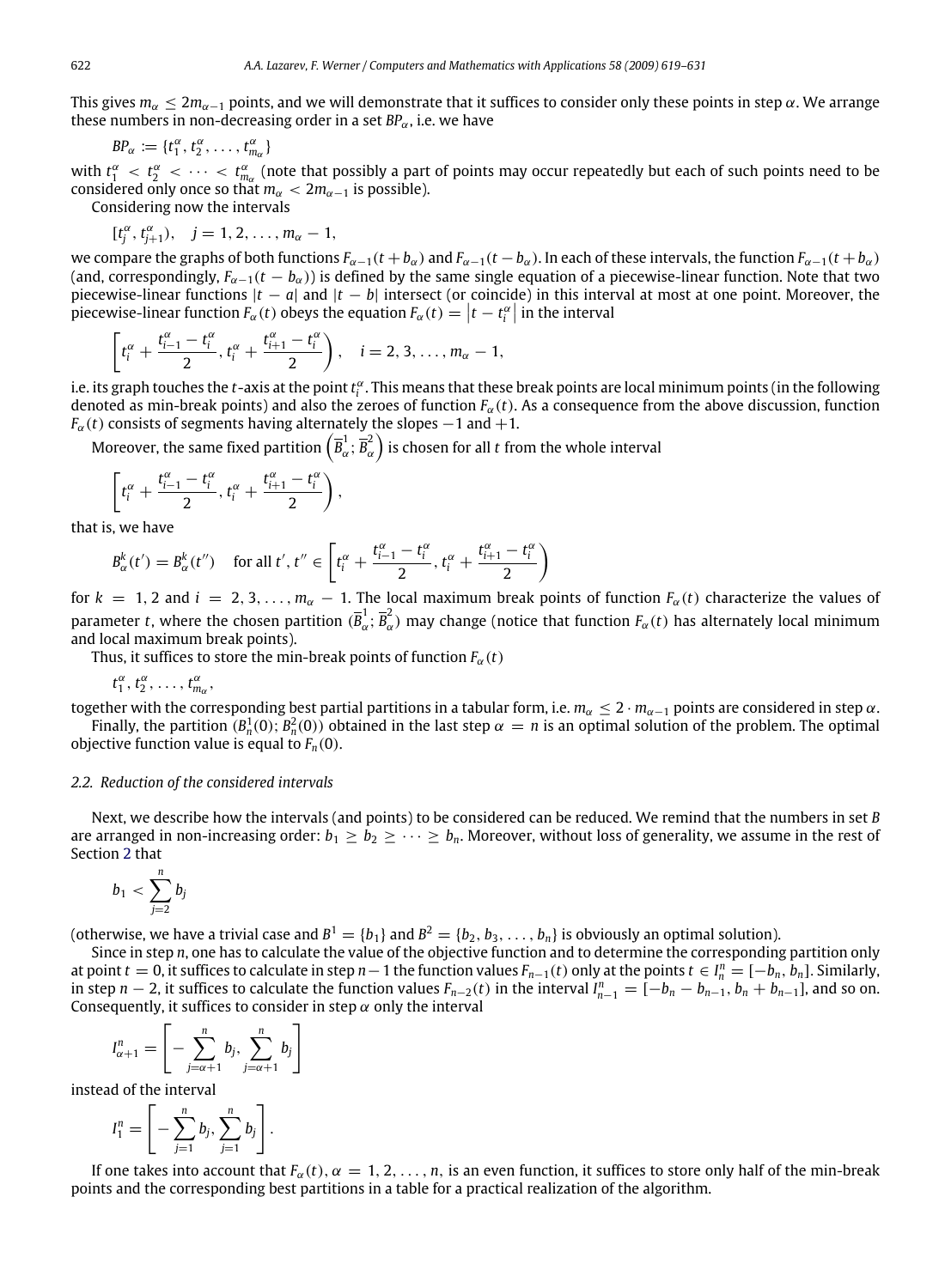This gives $m_\alpha \le 2m_{\alpha-1}$ points, and we will demonstrate that it suffices to consider only these points in step $\alpha$. We arrange these numbers in non-decreasing order in a set $BP_\alpha$, i.e. we have

$$BP_\alpha := \{t_1^\alpha, t_2^\alpha, \dots, t_{m_\alpha}^\alpha\}$$

with $t_1^\alpha < t_2^\alpha < \cdots < t_{m_\alpha}^\alpha$ (note that possibly a part of points may occur repeatedly but each of such points need to be considered only once so that $m_\alpha < 2m_{\alpha-1}$ is possible).

Considering now the intervals

$$[t_j^\alpha, t_{j+1}^\alpha), \quad j = 1, 2, \dots, m_\alpha - 1,$$

we compare the graphs of both functions $F_{\alpha-1}(t + b_\alpha)$ and $F_{\alpha-1}(t - b_\alpha)$. In each of these intervals, the function $F_{\alpha-1}(t + b_\alpha)$ (and, correspondingly, $F_{\alpha-1}(t - b_\alpha)$) is defined by the same single equation of a piecewise-linear function. Note that two piecewise-linear functions $|t - a|$ and $|t - b|$ intersect (or coincide) in this interval at most at one point. Moreover, the piecewise-linear function $F_\alpha(t)$ obeys the equation $F_\alpha(t) = \left|t - t_i^\alpha\right|$ in the interval

$$\left[t_i^\alpha + \frac{t_{i-1}^\alpha - t_i^\alpha}{2}, t_i^\alpha + \frac{t_{i+1}^\alpha - t_i^\alpha}{2}\right), \quad i = 2, 3, \dots, m_\alpha - 1,$$

i.e. its graph touches the $t$-axis at the point $t_i^\alpha$. This means that these break points are local minimum points (in the following denoted as min-break points) and also the zeroes of function $F_\alpha(t)$. As a consequence from the above discussion, function $F_\alpha(t)$ consists of segments having alternately the slopes $-1$ and $+1$.

Moreover, the same fixed partition $\left(\overline{B}_\alpha^1; \overline{B}_\alpha^2\right)$ is chosen for all $t$ from the whole interval

$$\left[t_i^\alpha + \frac{t_{i-1}^\alpha - t_i^\alpha}{2}, t_i^\alpha + \frac{t_{i+1}^\alpha - t_i^\alpha}{2}\right),$$

that is, we have

$$B_\alpha^k(t') = B_\alpha^k(t'') \quad \text{for all } t', t'' \in \left[t_i^\alpha + \frac{t_{i-1}^\alpha - t_i^\alpha}{2}, t_i^\alpha + \frac{t_{i+1}^\alpha - t_i^\alpha}{2}\right)$$

for $k = 1, 2$ and $i = 2, 3, \dots, m_\alpha - 1$. The local maximum break points of function $F_\alpha(t)$ characterize the values of parameter $t$, where the chosen partition $(\overline{B}_\alpha^1; \overline{B}_\alpha^2)$ may change (notice that function $F_\alpha(t)$ has alternately local minimum and local maximum break points).

Thus, it suffices to store the min-break points of function $F_\alpha(t)$

$$t_1^\alpha, t_2^\alpha, \dots, t_{m_\alpha}^\alpha,$$

together with the corresponding best partial partitions in a tabular form, i.e. $m_\alpha \le 2 \cdot m_{\alpha-1}$ points are considered in step $\alpha$.

Finally, the partition $(B_n^1(0); B_n^2(0))$ obtained in the last step $\alpha = n$ is an optimal solution of the problem. The optimal objective function value is equal to $F_n(0)$.

### 2.2. Reduction of the considered intervals

Next, we describe how the intervals (and points) to be considered can be reduced. We remind that the numbers in set $B$ are arranged in non-increasing order: $b_1 \ge b_2 \ge \cdots \ge b_n$. Moreover, without loss of generality, we assume in the rest of Section 2 that

$$b_1 < \sum_{j=2}^{n} b_j$$

(otherwise, we have a trivial case and $B^1 = \{b_1\}$ and $B^2 = \{b_2, b_3, \dots, b_n\}$ is obviously an optimal solution).

Since in step $n$, one has to calculate the value of the objective function and to determine the corresponding partition only at point $t = 0$, it suffices to calculate in step $n-1$ the function values $F_{n-1}(t)$ only at the points $t \in I_n^n = [-b_n, b_n]$. Similarly, in step $n - 2$, it suffices to calculate the function values $F_{n-2}(t)$ in the interval $I_{n-1}^n = [-b_n - b_{n-1}, b_n + b_{n-1}]$, and so on. Consequently, it suffices to consider in step $\alpha$ only the interval

$$I_{\alpha+1}^n = \left[-\sum_{j=\alpha+1}^{n} b_j, \sum_{j=\alpha+1}^{n} b_j\right]$$

instead of the interval

$$I_1^n = \left[-\sum_{j=1}^{n} b_j, \sum_{j=1}^{n} b_j\right].$$

If one takes into account that $F_\alpha(t)$, $\alpha = 1, 2, \dots, n$, is an even function, it suffices to store only half of the min-break points and the corresponding best partitions in a table for a practical realization of the algorithm.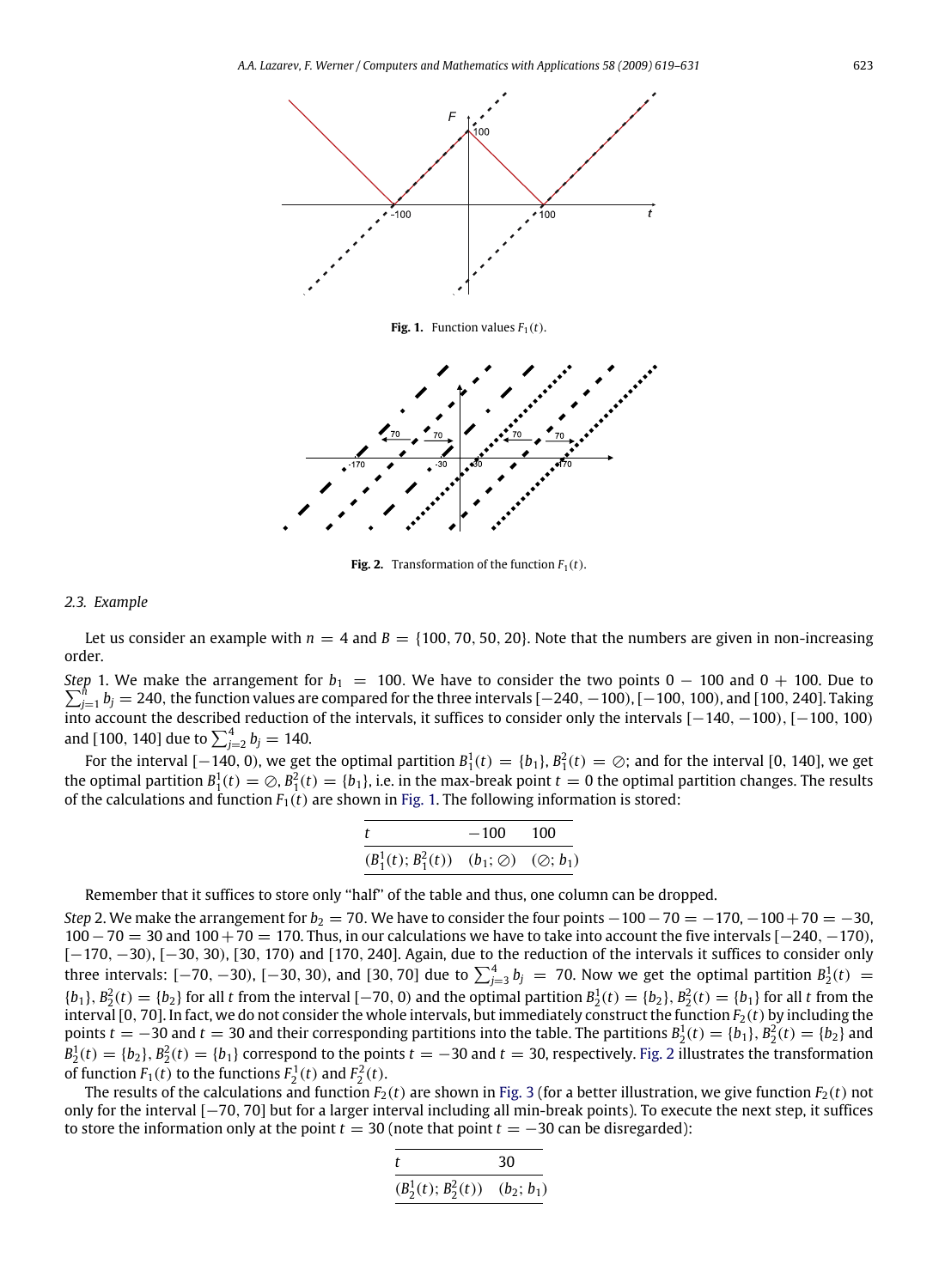Fig. 1. Function values $F_1(t)$.

Fig. 2. Transformation of the function $F_1(t)$.

### 2.3. Example

Let us consider an example with $n = 4$ and $B = \{100, 70, 50, 20\}$. Note that the numbers are given in non-increasing order.

*Step* 1. We make the arrangement for $b_1 = 100$. We have to consider the two points $0 - 100$ and $0 + 100$. Due to $\sum_{j=1}^{n} b_j = 240$, the function values are compared for the three intervals $[-240, -100)$, $[-100, 100)$, and $[100, 240]$. Taking into account the described reduction of the intervals, it suffices to consider only the intervals $[-140, -100)$, $[-100, 100)$ and $[100, 140]$ due to $\sum_{j=2}^{4} b_j = 140$.

For the interval $[-140, 0)$, we get the optimal partition $B_1^1(t) = \{b_1\}$, $B_1^2(t) = \oslash$; and for the interval $[0, 140]$, we get the optimal partition $B_1^1(t) = \oslash$, $B_1^2(t) = \{b_1\}$, i.e. in the max-break point $t = 0$ the optimal partition changes. The results of the calculations and function $F_1(t)$ are shown in Fig. 1. The following information is stored:

| $t$ | $-100$ | $100$ |
|---|---|---|
| $(B_1^1(t); B_1^2(t))$ | $(b_1; \oslash)$ | $(\oslash; b_1)$ |

Remember that it suffices to store only "half" of the table and thus, one column can be dropped.

*Step* 2. We make the arrangement for $b_2 = 70$. We have to consider the four points $-100 - 70 = -170$, $-100 + 70 = -30$, $100 - 70 = 30$ and $100 + 70 = 170$. Thus, in our calculations we have to take into account the five intervals $[-240, -170)$, $[-170, -30)$, $[-30, 30)$, $[30, 170)$ and $[170, 240]$. Again, due to the reduction of the intervals it suffices to consider only three intervals: $[-70, -30)$, $[-30, 30)$, and $[30, 70]$ due to $\sum_{j=3}^{4} b_j = 70$. Now we get the optimal partition $B_2^1(t) = \{b_1\}$, $B_2^2(t) = \{b_2\}$ for all $t$ from the interval $[-70, 0)$ and the optimal partition $B_2^1(t) = \{b_2\}$, $B_2^2(t) = \{b_1\}$ for all $t$ from the interval $[0, 70]$. In fact, we do not consider the whole intervals, but immediately construct the function $F_2(t)$ by including the points $t = -30$ and $t = 30$ and their corresponding partitions into the table. The partitions $B_2^1(t) = \{b_1\}$, $B_2^2(t) = \{b_2\}$ and $B_2^1(t) = \{b_2\}$, $B_2^2(t) = \{b_1\}$ correspond to the points $t = -30$ and $t = 30$, respectively. Fig. 2 illustrates the transformation of function $F_1(t)$ to the functions $F_2^1(t)$ and $F_2^2(t)$.

The results of the calculations and function $F_2(t)$ are shown in Fig. 3 (for a better illustration, we give function $F_2(t)$ not only for the interval $[-70, 70]$ but for a larger interval including all min-break points). To execute the next step, it suffices to store the information only at the point $t = 30$ (note that point $t = -30$ can be disregarded):

| $t$ | $30$ |
|---|---|
| $(B_2^1(t); B_2^2(t))$ | $(b_2; b_1)$ |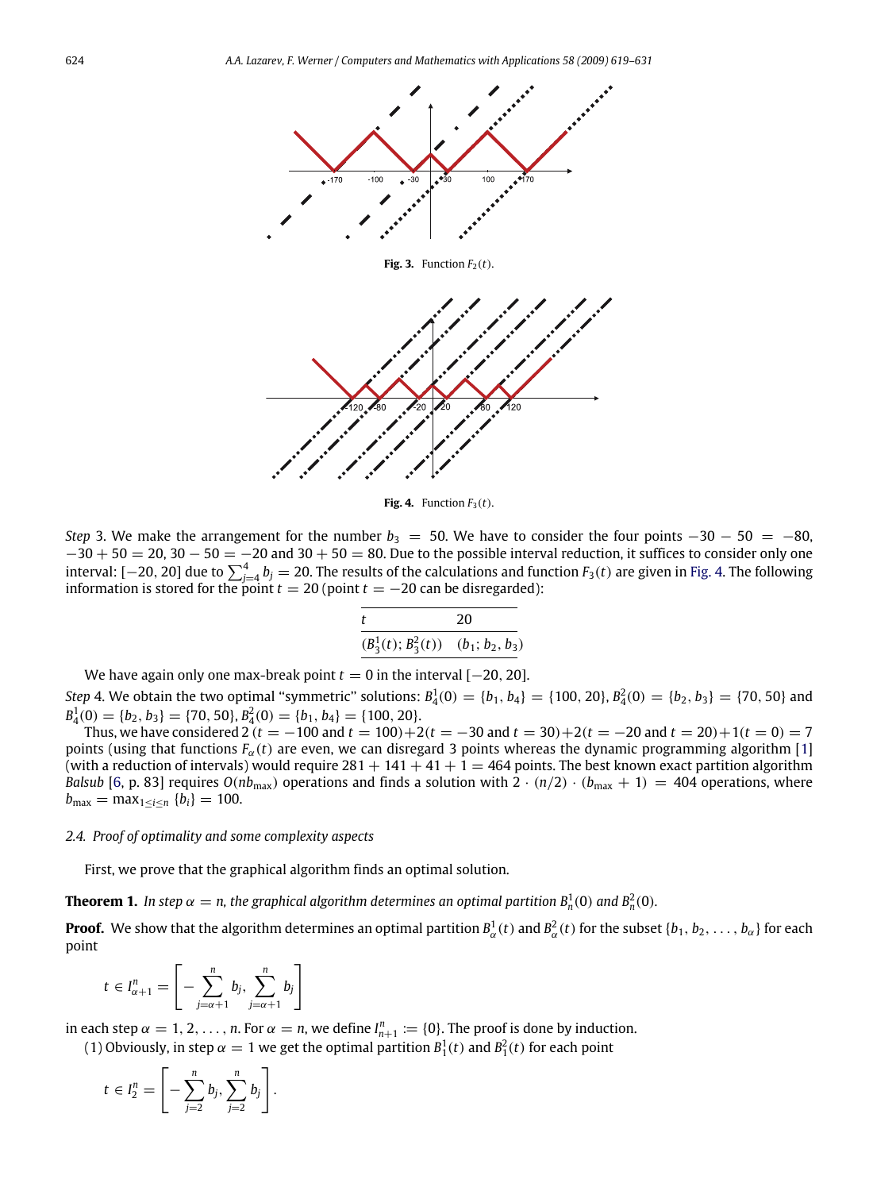Fig. 3. Function $F_2(t)$.

Fig. 4. Function $F_3(t)$.

*Step* 3. We make the arrangement for the number $b_3 = 50$. We have to consider the four points $-30 - 50 = -80$, $-30 + 50 = 20$, $30 - 50 = -20$ and $30 + 50 = 80$. Due to the possible interval reduction, it suffices to consider only one interval: $[-20, 20]$ due to $\sum_{j=4}^{4} b_j = 20$. The results of the calculations and function $F_3(t)$ are given in Fig. 4. The following information is stored for the point $t = 20$ (point $t = -20$ can be disregarded):

| $t$ | 20 |
|---|---|
| $(B_3^1(t); B_3^2(t))$ | $(b_1; b_2, b_3)$ |

We have again only one max-break point $t = 0$ in the interval $[-20, 20]$.

*Step* 4. We obtain the two optimal "symmetric" solutions: $B_4^1(0) = \{b_1, b_4\} = \{100, 20\}$, $B_4^2(0) = \{b_2, b_3\} = \{70, 50\}$ and $B_4^1(0) = \{b_2, b_3\} = \{70, 50\}$, $B_4^2(0) = \{b_1, b_4\} = \{100, 20\}$.

Thus, we have considered $2\ (t = -100$ and $t = 100) + 2(t = -30$ and $t = 30) + 2(t = -20$ and $t = 20) + 1(t = 0) = 7$ points (using that functions $F_\alpha(t)$ are even, we can disregard 3 points whereas the dynamic programming algorithm [1] (with a reduction of intervals) would require $281 + 141 + 41 + 1 = 464$ points. The best known exact partition algorithm *Balsub* [6, p. 83] requires $O(nb_{\max})$ operations and finds a solution with $2 \cdot (n/2) \cdot (b_{\max} + 1) = 404$ operations, where $b_{\max} = \max_{1 \le i \le n} \{b_i\} = 100$.

### 2.4. Proof of optimality and some complexity aspects

First, we prove that the graphical algorithm finds an optimal solution.

**Theorem 1.** *In step $\alpha = n$, the graphical algorithm determines an optimal partition $B_n^1(0)$ and $B_n^2(0)$.*

**Proof.** We show that the algorithm determines an optimal partition $B_\alpha^1(t)$ and $B_\alpha^2(t)$ for the subset $\{b_1, b_2, \ldots, b_\alpha\}$ for each point

$$t \in I_{\alpha+1}^n = \left[ -\sum_{j=\alpha+1}^{n} b_j, \sum_{j=\alpha+1}^{n} b_j \right]$$

in each step $\alpha = 1, 2, \ldots, n$. For $\alpha = n$, we define $I_{n+1}^n := \{0\}$. The proof is done by induction.

(1) Obviously, in step $\alpha = 1$ we get the optimal partition $B_1^1(t)$ and $B_1^2(t)$ for each point

$$t \in I_2^n = \left[ -\sum_{j=2}^{n} b_j, \sum_{j=2}^{n} b_j \right].$$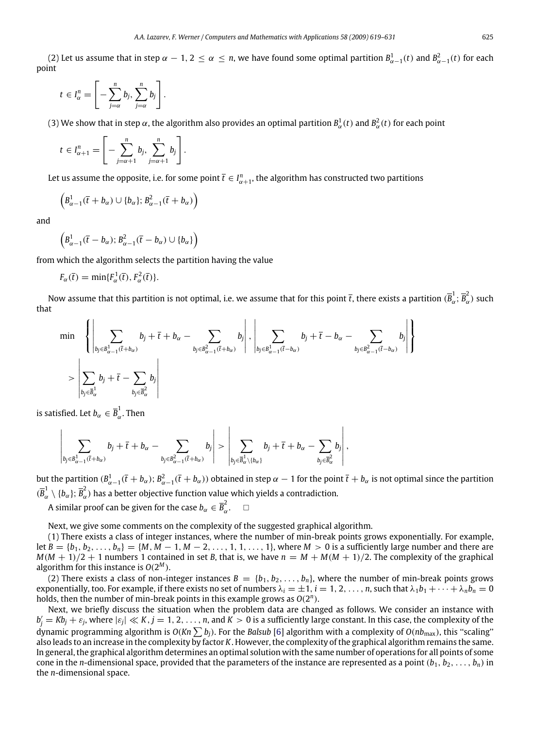(2) Let us assume that in step $\alpha - 1$, $2 \le \alpha \le n$, we have found some optimal partition $B^1_{\alpha-1}(t)$ and $B^2_{\alpha-1}(t)$ for each point

$$t \in I^n_\alpha = \left[ -\sum_{j=\alpha}^n b_j, \sum_{j=\alpha}^n b_j \right].$$

(3) We show that in step $\alpha$, the algorithm also provides an optimal partition $B^1_\alpha(t)$ and $B^2_\alpha(t)$ for each point

$$t \in I^n_{\alpha+1} = \left[ -\sum_{j=\alpha+1}^n b_j, \sum_{j=\alpha+1}^n b_j \right].$$

Let us assume the opposite, i.e. for some point $\bar{t} \in I^n_{\alpha+1}$, the algorithm has constructed two partitions

$$\left( B^1_{\alpha-1}(\bar{t} + b_\alpha) \cup \{b_\alpha\}; B^2_{\alpha-1}(\bar{t} + b_\alpha) \right)$$

and

$$\left( B^1_{\alpha-1}(\bar{t} - b_\alpha); B^2_{\alpha-1}(\bar{t} - b_\alpha) \cup \{b_\alpha\} \right)$$

from which the algorithm selects the partition having the value

$$F_\alpha(\bar{t}) = \min\{F^1_\alpha(\bar{t}), F^2_\alpha(\bar{t})\}.$$

Now assume that this partition is not optimal, i.e. we assume that for this point $\bar{t}$, there exists a partition $(\overline{B}^1_\alpha; \overline{B}^2_\alpha)$ such that

$$\min \left\{ \left| \sum_{b_j \in B^1_{\alpha-1}(\bar{t}+b_\alpha)} b_j + \bar{t} + b_\alpha - \sum_{b_j \in B^2_{\alpha-1}(\bar{t}+b_\alpha)} b_j \right|, \left| \sum_{b_j \in B^1_{\alpha-1}(\bar{t}-b_\alpha)} b_j + \bar{t} - b_\alpha - \sum_{b_j \in B^2_{\alpha-1}(\bar{t}-b_\alpha)} b_j \right| \right\}$$
$$> \left| \sum_{b_j \in \overline{B}^1_\alpha} b_j + \bar{t} - \sum_{b_j \in \overline{B}^2_\alpha} b_j \right|$$

is satisfied. Let $b_\alpha \in \overline{B}^1_\alpha$. Then

$$\left| \sum_{b_j \in B^1_{\alpha-1}(\bar{t}+b_\alpha)} b_j + \bar{t} + b_\alpha - \sum_{b_j \in B^2_{\alpha-1}(\bar{t}+b_\alpha)} b_j \right| > \left| \sum_{b_j \in \overline{B}^1_\alpha \setminus \{b_\alpha\}} b_j + \bar{t} + b_\alpha - \sum_{b_j \in \overline{B}^2_\alpha} b_j \right|,$$

but the partition $(B^1_{\alpha-1}(\bar{t} + b_\alpha); B^2_{\alpha-1}(\bar{t} + b_\alpha))$ obtained in step $\alpha - 1$ for the point $\bar{t} + b_\alpha$ is not optimal since the partition $(\overline{B}^1_\alpha \setminus \{b_\alpha\}; \overline{B}^2_\alpha)$ has a better objective function value which yields a contradiction.

A similar proof can be given for the case $b_\alpha \in \overline{B}^2_\alpha$. $\square$

Next, we give some comments on the complexity of the suggested graphical algorithm.

(1) There exists a class of integer instances, where the number of min-break points grows exponentially. For example, let $B = \{b_1, b_2, \ldots, b_n\} = \{M, M - 1, M - 2, \ldots, 1, 1, \ldots, 1\}$, where $M > 0$ is a sufficiently large number and there are $M(M + 1)/2 + 1$ numbers 1 contained in set $B$, that is, we have $n = M + M(M + 1)/2$. The complexity of the graphical algorithm for this instance is $O(2^M)$.

(2) There exists a class of non-integer instances $B = \{b_1, b_2, \ldots, b_n\}$, where the number of min-break points grows exponentially, too. For example, if there exists no set of numbers $\lambda_i = \pm 1$, $i = 1, 2, \ldots, n$, such that $\lambda_1 b_1 + \cdots + \lambda_n b_n = 0$ holds, then the number of min-break points in this example grows as $O(2^n)$.

Next, we briefly discuss the situation when the problem data are changed as follows. We consider an instance with $b'_j = Kb_j + \varepsilon_j$, where $|\varepsilon_j| \ll K$, $j = 1, 2, \ldots, n$, and $K > 0$ is a sufficiently large constant. In this case, the complexity of the dynamic programming algorithm is $O(Kn \sum b_j)$. For the *Balsub* [6] algorithm with a complexity of $O(nb_{\max})$, this "scaling" also leads to an increase in the complexity by factor $K$. However, the complexity of the graphical algorithm remains the same. In general, the graphical algorithm determines an optimal solution with the same number of operations for all points of some cone in the $n$-dimensional space, provided that the parameters of the instance are represented as a point $(b_1, b_2, \ldots, b_n)$ in the $n$-dimensional space.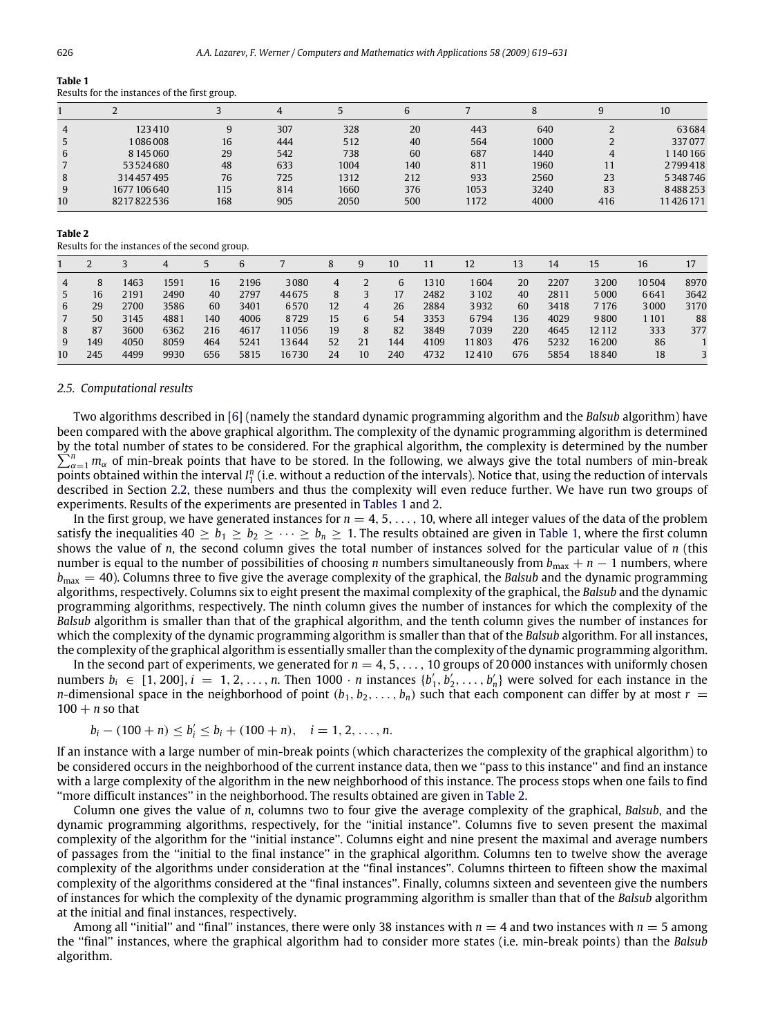**Table 1**
Results for the instances of the first group.

| 1 | 2 | 3 | 4 | 5 | 6 | 7 | 8 | 9 | 10 |
|---|---|---|---|---|---|---|---|---|---|
| 4 | 123 410 | 9 | 307 | 328 | 20 | 443 | 640 | 2 | 63 684 |
| 5 | 1 086 008 | 16 | 444 | 512 | 40 | 564 | 1000 | 2 | 337 077 |
| 6 | 8 145 060 | 29 | 542 | 738 | 60 | 687 | 1440 | 4 | 1 140 166 |
| 7 | 53 524 680 | 48 | 633 | 1004 | 140 | 811 | 1960 | 11 | 2 799 418 |
| 8 | 314 457 495 | 76 | 725 | 1312 | 212 | 933 | 2560 | 23 | 5 348 746 |
| 9 | 1677 106 640 | 115 | 814 | 1660 | 376 | 1053 | 3240 | 83 | 8 488 253 |
| 10 | 8217 822 536 | 168 | 905 | 2050 | 500 | 1172 | 4000 | 416 | 11 426 171 |

**Table 2**
Results for the instances of the second group.

| 1 | 2 | 3 | 4 | 5 | 6 | 7 | 8 | 9 | 10 | 11 | 12 | 13 | 14 | 15 | 16 | 17 |
|---|---|---|---|---|---|---|---|---|---|---|---|---|---|---|---|---|
| 4 | 8 | 1463 | 1591 | 16 | 2196 | 3 080 | 4 | 2 | 6 | 1310 | 1 604 | 20 | 2207 | 3 200 | 10 504 | 8970 |
| 5 | 16 | 2191 | 2490 | 40 | 2797 | 44 675 | 8 | 3 | 17 | 2482 | 3 102 | 40 | 2811 | 5 000 | 6 641 | 3642 |
| 6 | 29 | 2700 | 3586 | 60 | 3401 | 6 570 | 12 | 4 | 26 | 2884 | 3 932 | 60 | 3418 | 7 176 | 3 000 | 3170 |
| 7 | 50 | 3145 | 4881 | 140 | 4006 | 8 729 | 15 | 6 | 54 | 3353 | 6 794 | 136 | 4029 | 9 800 | 1 101 | 88 |
| 8 | 87 | 3600 | 6362 | 216 | 4617 | 11 056 | 19 | 8 | 82 | 3849 | 7 039 | 220 | 4645 | 12 112 | 333 | 377 |
| 9 | 149 | 4050 | 8059 | 464 | 5241 | 13 644 | 52 | 21 | 144 | 4109 | 11 803 | 476 | 5232 | 16 200 | 86 | 1 |
| 10 | 245 | 4499 | 9930 | 656 | 5815 | 16 730 | 24 | 10 | 240 | 4732 | 12 410 | 676 | 5854 | 18 840 | 18 | 3 |

### 2.5. Computational results

Two algorithms described in [6] (namely the standard dynamic programming algorithm and the *Balsub* algorithm) have been compared with the above graphical algorithm. The complexity of the dynamic programming algorithm is determined by the total number of states to be considered. For the graphical algorithm, the complexity is determined by the number $\sum_{\alpha=1}^{n} m_\alpha$ of min-break points that have to be stored. In the following, we always give the total numbers of min-break points obtained within the interval $I_1^n$ (i.e. without a reduction of the intervals). Notice that, using the reduction of intervals described in Section 2.2, these numbers and thus the complexity will even reduce further. We have run two groups of experiments. Results of the experiments are presented in Tables 1 and 2.

In the first group, we have generated instances for $n = 4, 5, \dots, 10$, where all integer values of the data of the problem satisfy the inequalities $40 \geq b_1 \geq b_2 \geq \cdots \geq b_n \geq 1$. The results obtained are given in Table 1, where the first column shows the value of $n$, the second column gives the total number of instances solved for the particular value of $n$ (this number is equal to the number of possibilities of choosing $n$ numbers simultaneously from $b_{\max} + n - 1$ numbers, where $b_{\max} = 40$). Columns three to five give the average complexity of the graphical, the *Balsub* and the dynamic programming algorithms, respectively. Columns six to eight present the maximal complexity of the graphical, the *Balsub* and the dynamic programming algorithms, respectively. The ninth column gives the number of instances for which the complexity of the *Balsub* algorithm is smaller than that of the graphical algorithm, and the tenth column gives the number of instances for which the complexity of the dynamic programming algorithm is smaller than that of the *Balsub* algorithm. For all instances, the complexity of the graphical algorithm is essentially smaller than the complexity of the dynamic programming algorithm.

In the second part of experiments, we generated for $n = 4, 5, \dots, 10$ groups of 20 000 instances with uniformly chosen numbers $b_i \in [1, 200], i = 1, 2, \dots, n$. Then $1000 \cdot n$ instances $\{b_1', b_2', \dots, b_n'\}$ were solved for each instance in the $n$-dimensional space in the neighborhood of point $(b_1, b_2, \dots, b_n)$ such that each component can differ by at most $r = 100 + n$ so that

$$b_i - (100 + n) \leq b_i' \leq b_i + (100 + n), \quad i = 1, 2, \dots, n.$$

If an instance with a large number of min-break points (which characterizes the complexity of the graphical algorithm) to be considered occurs in the neighborhood of the current instance data, then we "pass to this instance" and find an instance with a large complexity of the algorithm in the new neighborhood of this instance. The process stops when one fails to find "more difficult instances" in the neighborhood. The results obtained are given in Table 2.

Column one gives the value of $n$, columns two to four give the average complexity of the graphical, *Balsub*, and the dynamic programming algorithms, respectively, for the "initial instance". Columns five to seven present the maximal complexity of the algorithm for the "initial instance". Columns eight and nine present the maximal and average numbers of passages from the "initial to the final instance" in the graphical algorithm. Columns ten to twelve show the average complexity of the algorithms under consideration at the "final instances". Columns thirteen to fifteen show the maximal complexity of the algorithms considered at the "final instances". Finally, columns sixteen and seventeen give the numbers of instances for which the complexity of the dynamic programming algorithm is smaller than that of the *Balsub* algorithm at the initial and final instances, respectively.

Among all "initial" and "final" instances, there were only 38 instances with $n = 4$ and two instances with $n = 5$ among the "final" instances, where the graphical algorithm had to consider more states (i.e. min-break points) than the *Balsub* algorithm.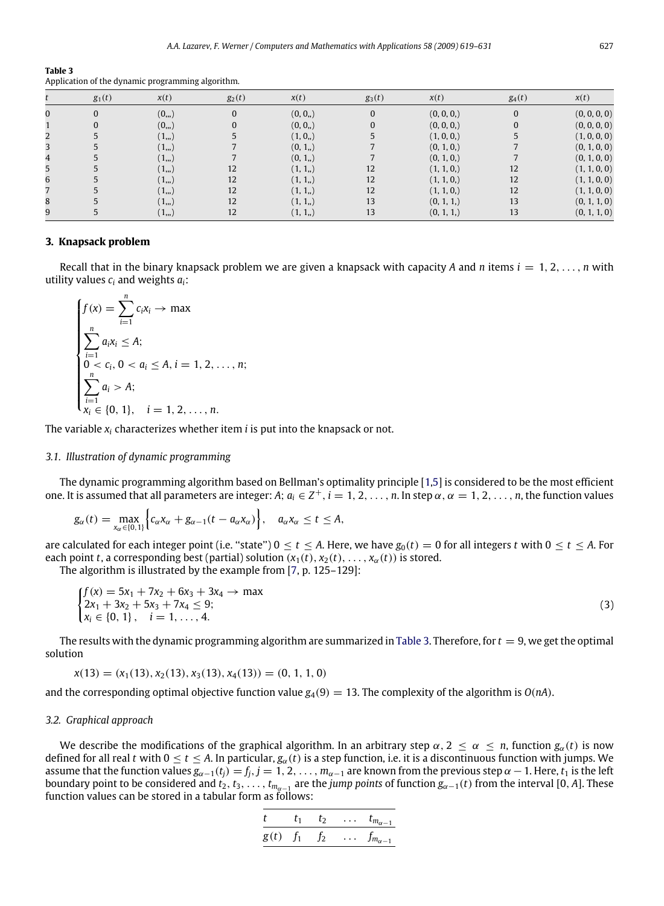**Table 3**
Application of the dynamic programming algorithm.

| $t$ | $g_1(t)$ | $x(t)$ | $g_2(t)$ | $x(t)$ | $g_3(t)$ | $x(t)$ | $g_4(t)$ | $x(t)$ |
|---|---|---|---|---|---|---|---|---|
| 0 | 0 | (0,,,) | 0 | (0, 0,,) | 0 | (0, 0, 0,) | 0 | (0, 0, 0, 0) |
| 1 | 0 | (0,,,) | 0 | (0, 0,,) | 0 | (0, 0, 0,) | 0 | (0, 0, 0, 0) |
| 2 | 5 | (1,,,) | 5 | (1, 0,,) | 5 | (1, 0, 0,) | 5 | (1, 0, 0, 0) |
| 3 | 5 | (1,,,) | 7 | (0, 1,,) | 7 | (0, 1, 0,) | 7 | (0, 1, 0, 0) |
| 4 | 5 | (1,,,) | 7 | (0, 1,,) | 7 | (0, 1, 0,) | 7 | (0, 1, 0, 0) |
| 5 | 5 | (1,,,) | 12 | (1, 1,,) | 12 | (1, 1, 0,) | 12 | (1, 1, 0, 0) |
| 6 | 5 | (1,,,) | 12 | (1, 1,,) | 12 | (1, 1, 0,) | 12 | (1, 1, 0, 0) |
| 7 | 5 | (1,,,) | 12 | (1, 1,,) | 12 | (1, 1, 0,) | 12 | (1, 1, 0, 0) |
| 8 | 5 | (1,,,) | 12 | (1, 1,,) | 13 | (0, 1, 1,) | 13 | (0, 1, 1, 0) |
| 9 | 5 | (1,,,) | 12 | (1, 1,,) | 13 | (0, 1, 1,) | 13 | (0, 1, 1, 0) |

## 3. Knapsack problem

Recall that in the binary knapsack problem we are given a knapsack with capacity $A$ and $n$ items $i = 1, 2, \ldots, n$ with utility values $c_i$ and weights $a_i$:

$$\begin{cases} f(x) = \sum_{i=1}^{n} c_i x_i \to \max \\ \sum_{i=1}^{n} a_i x_i \leq A; \\ 0 < c_i, 0 < a_i \leq A, i = 1, 2, \ldots, n; \\ \sum_{i=1}^{n} a_i > A; \\ x_i \in \{0, 1\}, \quad i = 1, 2, \ldots, n. \end{cases}$$

The variable $x_i$ characterizes whether item $i$ is put into the knapsack or not.

### 3.1. Illustration of dynamic programming

The dynamic programming algorithm based on Bellman's optimality principle [1,5] is considered to be the most efficient one. It is assumed that all parameters are integer: $A$; $a_i \in Z^+, i = 1, 2, \ldots, n$. In step $\alpha, \alpha = 1, 2, \ldots, n$, the function values

$$g_\alpha(t) = \max_{x_\alpha \in \{0,1\}} \left\{ c_\alpha x_\alpha + g_{\alpha-1}(t - a_\alpha x_\alpha) \right\}, \quad a_\alpha x_\alpha \leq t \leq A,$$

are calculated for each integer point (i.e. "state") $0 \leq t \leq A$. Here, we have $g_0(t) = 0$ for all integers $t$ with $0 \leq t \leq A$. For each point $t$, a corresponding best (partial) solution $(x_1(t), x_2(t), \ldots, x_\alpha(t))$ is stored.

The algorithm is illustrated by the example from [7, p. 125–129]:

$$\begin{cases} f(x) = 5x_1 + 7x_2 + 6x_3 + 3x_4 \to \max \\ 2x_1 + 3x_2 + 5x_3 + 7x_4 \leq 9; \\ x_i \in \{0, 1\}, \quad i = 1, \ldots, 4. \end{cases} \tag{3}$$

The results with the dynamic programming algorithm are summarized in Table 3. Therefore, for $t = 9$, we get the optimal solution

$$x(13) = (x_1(13), x_2(13), x_3(13), x_4(13)) = (0, 1, 1, 0)$$

and the corresponding optimal objective function value $g_4(9) = 13$. The complexity of the algorithm is $O(nA)$.

### 3.2. Graphical approach

We describe the modifications of the graphical algorithm. In an arbitrary step $\alpha, 2 \leq \alpha \leq n$, function $g_\alpha(t)$ is now defined for all real $t$ with $0 \leq t \leq A$. In particular, $g_\alpha(t)$ is a step function, i.e. it is a discontinuous function with jumps. We assume that the function values $g_{\alpha-1}(t_j) = f_j, j = 1, 2, \ldots, m_{\alpha-1}$ are known from the previous step $\alpha - 1$. Here, $t_1$ is the left boundary point to be considered and $t_2, t_3, \ldots, t_{m_{\alpha-1}}$ are the *jump points* of function $g_{\alpha-1}(t)$ from the interval $[0, A]$. These function values can be stored in a tabular form as follows:

| $t$ | $t_1$ | $t_2$ | $\ldots$ | $t_{m_{\alpha-1}}$ |
|---|---|---|---|---|
| $g(t)$ | $f_1$ | $f_2$ | $\ldots$ | $f_{m_{\alpha-1}}$ |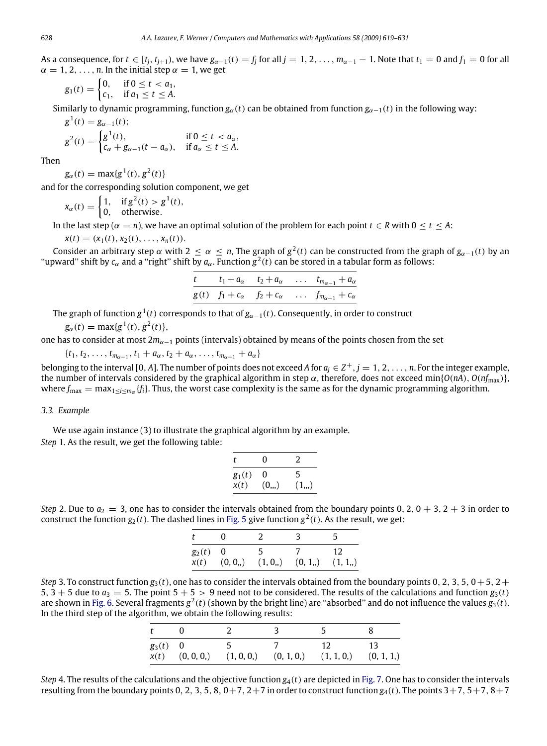As a consequence, for $t \in [t_j, t_{j+1})$, we have $g_{\alpha-1}(t) = f_j$ for all $j = 1, 2, \ldots, m_{\alpha-1} - 1$. Note that $t_1 = 0$ and $f_1 = 0$ for all $\alpha = 1, 2, \ldots, n$. In the initial step $\alpha = 1$, we get

$$g_1(t) = \begin{cases} 0, & \text{if } 0 \le t < a_1, \\ c_1, & \text{if } a_1 \le t \le A. \end{cases}$$

Similarly to dynamic programming, function $g_\alpha(t)$ can be obtained from function $g_{\alpha-1}(t)$ in the following way:

$$g^1(t) = g_{\alpha-1}(t);$$

$$g^2(t) = \begin{cases} g^1(t), & \text{if } 0 \le t < a_\alpha, \\ c_\alpha + g_{\alpha-1}(t - a_\alpha), & \text{if } a_\alpha \le t \le A. \end{cases}$$

Then

$$g_\alpha(t) = \max\{g^1(t), g^2(t)\}$$

and for the corresponding solution component, we get

$$x_\alpha(t) = \begin{cases} 1, & \text{if } g^2(t) > g^1(t), \\ 0, & \text{otherwise.} \end{cases}$$

In the last step ($\alpha = n$), we have an optimal solution of the problem for each point $t \in R$ with $0 \le t \le A$:

$$x(t) = (x_1(t), x_2(t), \ldots, x_n(t)).$$

Consider an arbitrary step $\alpha$ with $2 \le \alpha \le n$, The graph of $g^2(t)$ can be constructed from the graph of $g_{\alpha-1}(t)$ by an "upward" shift by $c_\alpha$ and a "right" shift by $a_\alpha$. Function $g^2(t)$ can be stored in a tabular form as follows:

| $t$ | $t_1 + a_\alpha$ | $t_2 + a_\alpha$ | $\ldots$ | $t_{m_{\alpha-1}} + a_\alpha$ |
|---|---|---|---|---|
| $g(t)$ | $f_1 + c_\alpha$ | $f_2 + c_\alpha$ | $\ldots$ | $f_{m_{\alpha-1}} + c_\alpha$ |

The graph of function $g^1(t)$ corresponds to that of $g_{\alpha-1}(t)$. Consequently, in order to construct

$$g_\alpha(t) = \max\{g^1(t), g^2(t)\},$$

one has to consider at most $2m_{\alpha-1}$ points (intervals) obtained by means of the points chosen from the set

$$\{t_1, t_2, \ldots, t_{m_{\alpha-1}}, t_1 + a_\alpha, t_2 + a_\alpha, \ldots, t_{m_{\alpha-1}} + a_\alpha\}$$

belonging to the interval $[0, A]$. The number of points does not exceed $A$ for $a_j \in Z^+$, $j = 1, 2, \ldots, n$. For the integer example, the number of intervals considered by the graphical algorithm in step $\alpha$, therefore, does not exceed $\min\{O(nA), O(nf_{\max})\}$, where $f_{\max} = \max_{1 \le i \le m_\alpha}\{f_i\}$. Thus, the worst case complexity is the same as for the dynamic programming algorithm.

### 3.3. Example

We use again instance (3) to illustrate the graphical algorithm by an example.

*Step* 1. As the result, we get the following table:

| $t$ | 0 | 2 |
|---|---|---|
| $g_1(t)$ | 0 | 5 |
| $x(t)$ | (0,,,) | (1,,,) |

*Step* 2. Due to $a_2 = 3$, one has to consider the intervals obtained from the boundary points $0, 2, 0 + 3, 2 + 3$ in order to construct the function $g_2(t)$. The dashed lines in Fig. 5 give function $g^2(t)$. As the result, we get:

| $t$ | 0 | 2 | 3 | 5 |
|---|---|---|---|---|
| $g_2(t)$ | 0 | 5 | 7 | 12 |
| $x(t)$ | (0, 0,,) | (1, 0,,) | (0, 1,,) | (1, 1,,) |

*Step* 3. To construct function $g_3(t)$, one has to consider the intervals obtained from the boundary points $0, 2, 3, 5, 0+5, 2+5, 3+5$ due to $a_3 = 5$. The point $5+5 > 9$ need not to be considered. The results of the calculations and function $g_3(t)$ are shown in Fig. 6. Several fragments $g^2(t)$ (shown by the bright line) are "absorbed" and do not influence the values $g_3(t)$. In the third step of the algorithm, we obtain the following results:

| $t$ | 0 | 2 | 3 | 5 | 8 |
|---|---|---|---|---|---|
| $g_3(t)$ | 0 | 5 | 7 | 12 | 13 |
| $x(t)$ | (0, 0, 0,) | (1, 0, 0,) | (0, 1, 0,) | (1, 1, 0,) | (0, 1, 1,) |

*Step* 4. The results of the calculations and the objective function $g_4(t)$ are depicted in Fig. 7. One has to consider the intervals resulting from the boundary points $0, 2, 3, 5, 8, 0+7, 2+7$ in order to construct function $g_4(t)$. The points $3+7, 5+7, 8+7$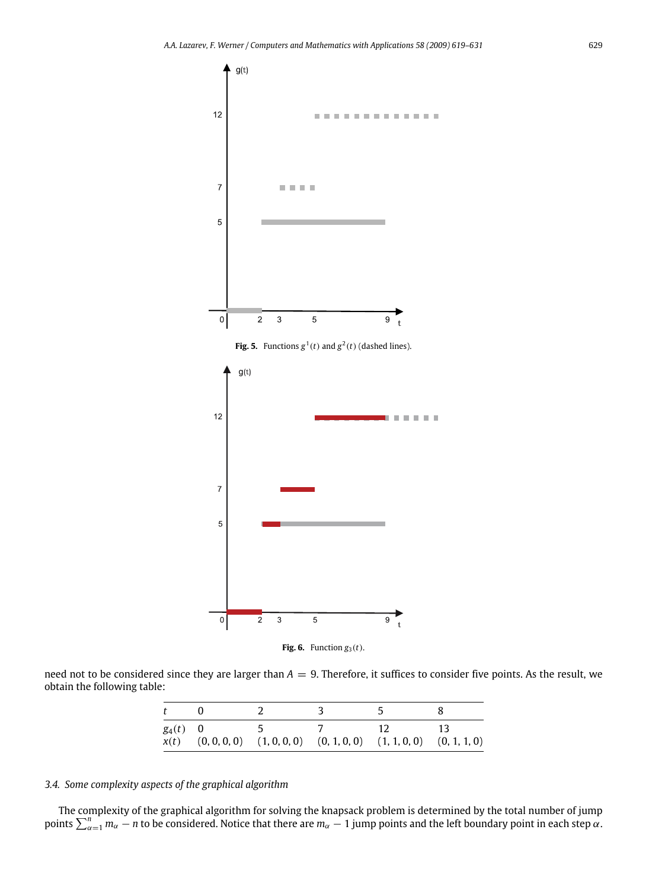Fig. 5. Functions $g^1(t)$ and $g^2(t)$ (dashed lines).

Fig. 6. Function $g_3(t)$.

need not to be considered since they are larger than $A = 9$. Therefore, it suffices to consider five points. As the result, we obtain the following table:

| $t$ | 0 | 2 | 3 | 5 | 8 |
|---|---|---|---|---|---|
| $g_4(t)$ | 0 | 5 | 7 | 12 | 13 |
| $x(t)$ | $(0, 0, 0, 0)$ | $(1, 0, 0, 0)$ | $(0, 1, 0, 0)$ | $(1, 1, 0, 0)$ | $(0, 1, 1, 0)$ |

### 3.4. *Some complexity aspects of the graphical algorithm*

The complexity of the graphical algorithm for solving the knapsack problem is determined by the total number of jump points $\sum_{\alpha=1}^{n} m_\alpha - n$ to be considered. Notice that there are $m_\alpha - 1$ jump points and the left boundary point in each step $\alpha$.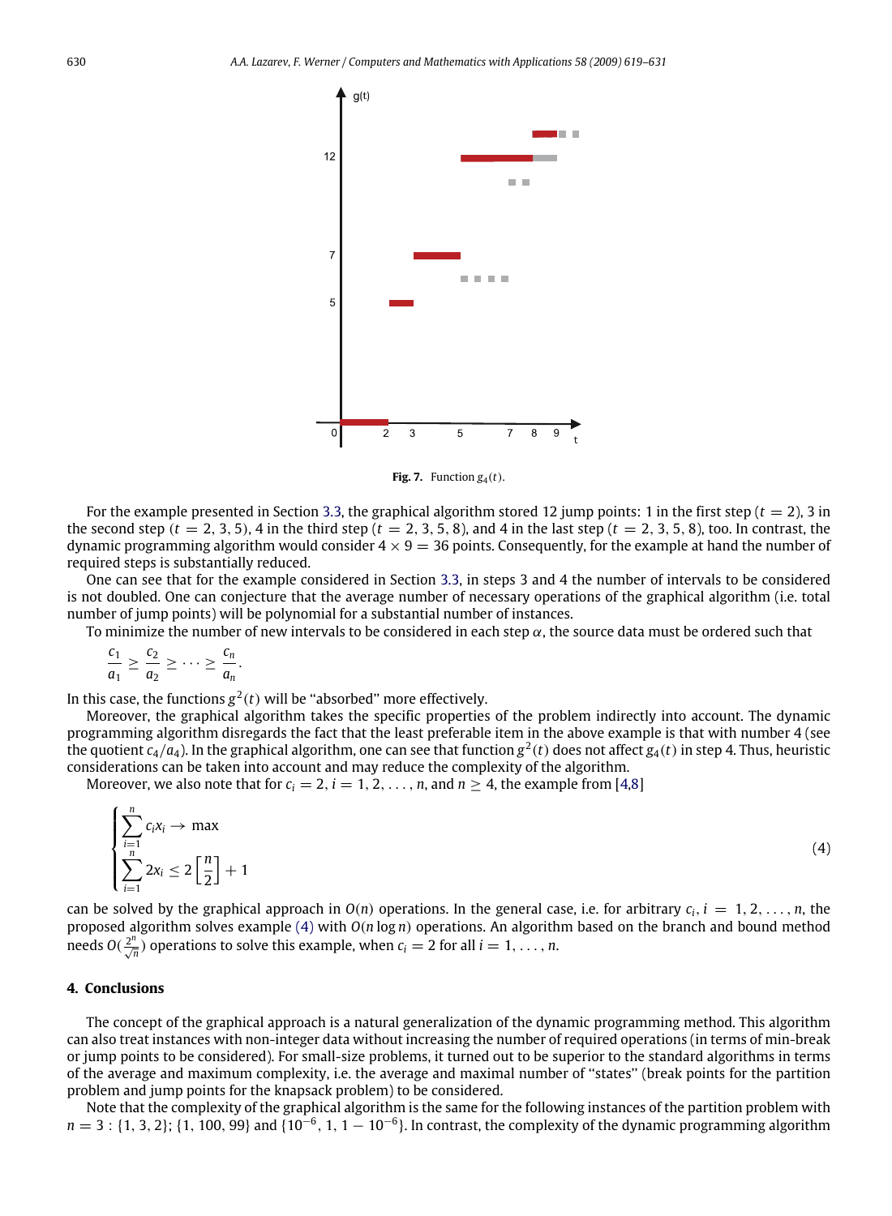**Fig. 7.** Function $g_4(t)$.

For the example presented in Section 3.3, the graphical algorithm stored 12 jump points: 1 in the first step ($t = 2$), 3 in the second step ($t = 2, 3, 5$), 4 in the third step ($t = 2, 3, 5, 8$), and 4 in the last step ($t = 2, 3, 5, 8$), too. In contrast, the dynamic programming algorithm would consider $4 \times 9 = 36$ points. Consequently, for the example at hand the number of required steps is substantially reduced.

One can see that for the example considered in Section 3.3, in steps 3 and 4 the number of intervals to be considered is not doubled. One can conjecture that the average number of necessary operations of the graphical algorithm (i.e. total number of jump points) will be polynomial for a substantial number of instances.

To minimize the number of new intervals to be considered in each step $\alpha$, the source data must be ordered such that

$$\frac{c_1}{a_1} \geq \frac{c_2}{a_2} \geq \cdots \geq \frac{c_n}{a_n}.$$

In this case, the functions $g^2(t)$ will be "absorbed" more effectively.

Moreover, the graphical algorithm takes the specific properties of the problem indirectly into account. The dynamic programming algorithm disregards the fact that the least preferable item in the above example is that with number 4 (see the quotient $c_4/a_4$). In the graphical algorithm, one can see that function $g^2(t)$ does not affect $g_4(t)$ in step 4. Thus, heuristic considerations can be taken into account and may reduce the complexity of the algorithm.

Moreover, we also note that for $c_i = 2, i = 1, 2, \ldots, n$, and $n \geq 4$, the example from [4,8]

$$\begin{cases} \sum_{i=1}^{n} c_i x_i \rightarrow \max \\ \sum_{i=1}^{n} 2x_i \leq 2\left[\frac{n}{2}\right] + 1 \end{cases} \tag{4}$$

can be solved by the graphical approach in $O(n)$ operations. In the general case, i.e. for arbitrary $c_i, i = 1, 2, \ldots, n$, the proposed algorithm solves example (4) with $O(n \log n)$ operations. An algorithm based on the branch and bound method needs $O(\frac{2^n}{\sqrt{n}})$ operations to solve this example, when $c_i = 2$ for all $i = 1, \ldots, n$.

## 4. Conclusions

The concept of the graphical approach is a natural generalization of the dynamic programming method. This algorithm can also treat instances with non-integer data without increasing the number of required operations (in terms of min-break or jump points to be considered). For small-size problems, it turned out to be superior to the standard algorithms in terms of the average and maximum complexity, i.e. the average and maximal number of "states" (break points for the partition problem and jump points for the knapsack problem) to be considered.

Note that the complexity of the graphical algorithm is the same for the following instances of the partition problem with $n = 3$ : $\{1, 3, 2\}$; $\{1, 100, 99\}$ and $\{10^{-6}, 1, 1 - 10^{-6}\}$. In contrast, the complexity of the dynamic programming algorithm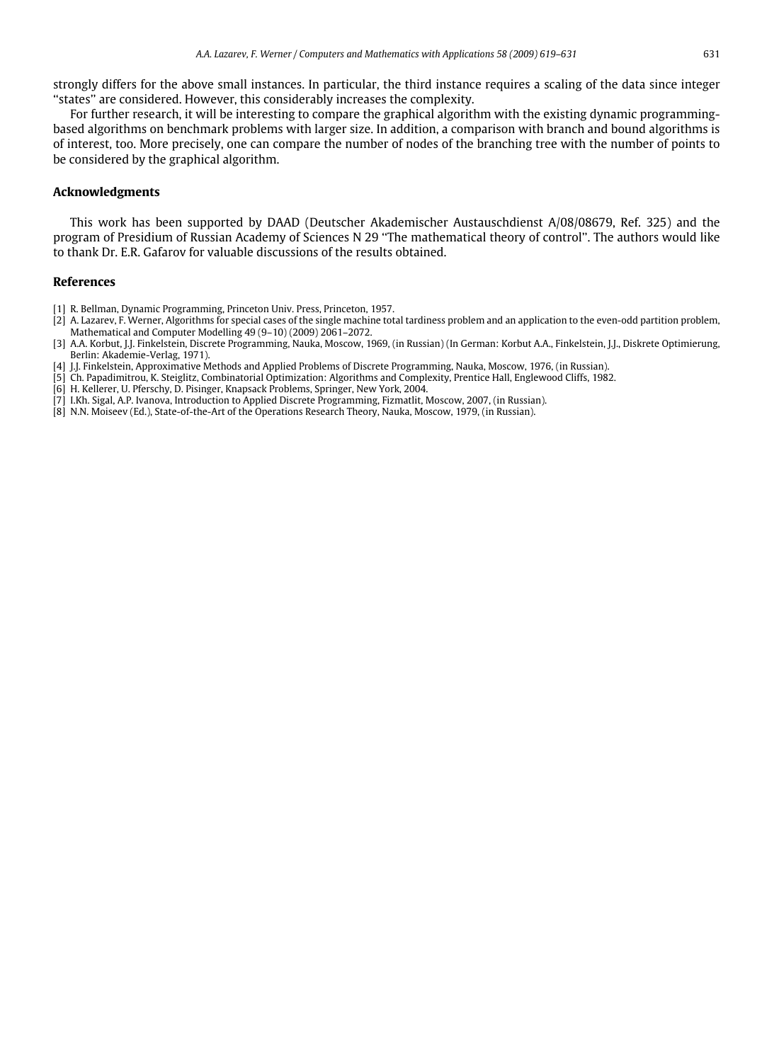strongly differs for the above small instances. In particular, the third instance requires a scaling of the data since integer ''states'' are considered. However, this considerably increases the complexity.

For further research, it will be interesting to compare the graphical algorithm with the existing dynamic programming-based algorithms on benchmark problems with larger size. In addition, a comparison with branch and bound algorithms is of interest, too. More precisely, one can compare the number of nodes of the branching tree with the number of points to be considered by the graphical algorithm.

## Acknowledgments

This work has been supported by DAAD (Deutscher Akademischer Austauschdienst A/08/08679, Ref. 325) and the program of Presidium of Russian Academy of Sciences N 29 ''The mathematical theory of control''. The authors would like to thank Dr. E.R. Gafarov for valuable discussions of the results obtained.

## References

[1] R. Bellman, Dynamic Programming, Princeton Univ. Press, Princeton, 1957.

[2] A. Lazarev, F. Werner, Algorithms for special cases of the single machine total tardiness problem and an application to the even-odd partition problem, Mathematical and Computer Modelling 49 (9–10) (2009) 2061–2072.

[3] A.A. Korbut, J.J. Finkelstein, Discrete Programming, Nauka, Moscow, 1969, (in Russian) (In German: Korbut A.A., Finkelstein, J.J., Diskrete Optimierung, Berlin: Akademie-Verlag, 1971).

[4] J.J. Finkelstein, Approximative Methods and Applied Problems of Discrete Programming, Nauka, Moscow, 1976, (in Russian).

[5] Ch. Papadimitrou, K. Steiglitz, Combinatorial Optimization: Algorithms and Complexity, Prentice Hall, Englewood Cliffs, 1982.

[6] H. Kellerer, U. Pferschy, D. Pisinger, Knapsack Problems, Springer, New York, 2004.

[7] I.Kh. Sigal, A.P. Ivanova, Introduction to Applied Discrete Programming, Fizmatlit, Moscow, 2007, (in Russian).

[8] N.N. Moiseev (Ed.), State-of-the-Art of the Operations Research Theory, Nauka, Moscow, 1979, (in Russian).